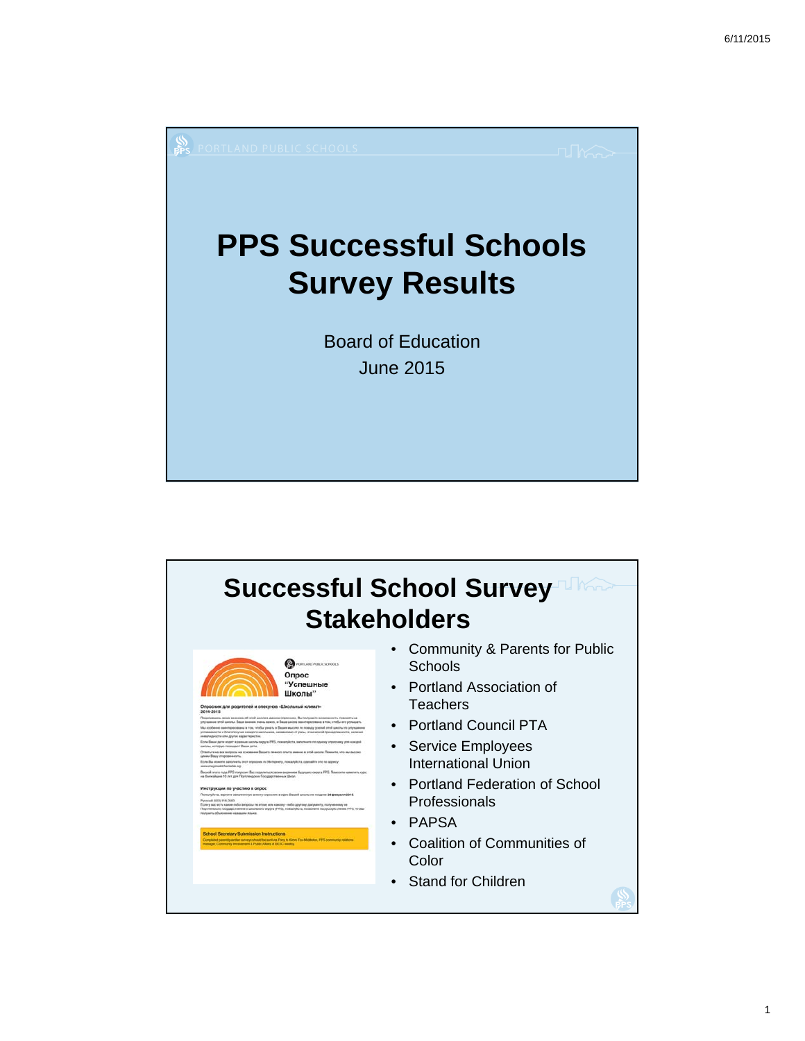# PPS Successful Schools Survey Results

Board of Education

June 2015

## Successful School Survey Stakeholders

- Community & Parents for Public Schools
- Portland Association of Teachers
- Portland Council PTA
- Service Employees International Union
- Portland Federation of School Professionals
- PAPSA
- Coalition of Communities of Color
- Stand for Children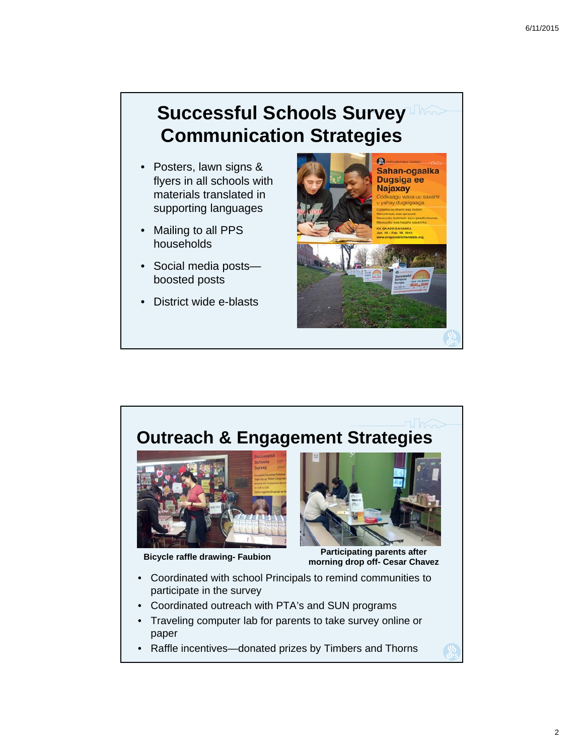# Successful Schools Survey Communication Strategies

- Posters, lawn signs & flyers in all schools with materials translated in supporting languages
- Mailing to all PPS households
- Social media posts—boosted posts
- District wide e-blasts

# Outreach & Engagement Strategies

**Bicycle raffle drawing- Faubion**

**Participating parents after morning drop off- Cesar Chavez**

- Coordinated with school Principals to remind communities to participate in the survey
- Coordinated outreach with PTA's and SUN programs
- Traveling computer lab for parents to take survey online or paper
- Raffle incentives—donated prizes by Timbers and Thorns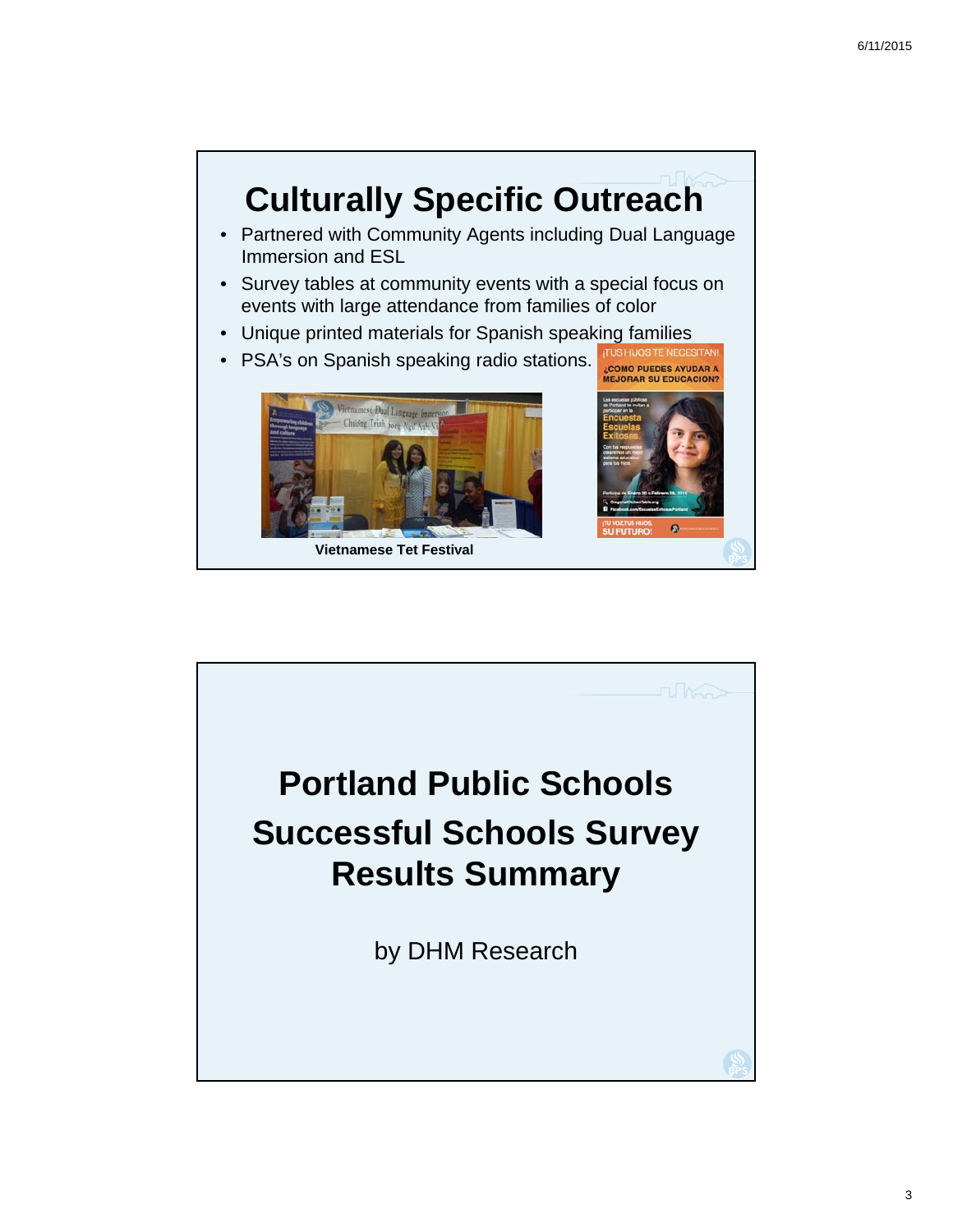# Culturally Specific Outreach

- Partnered with Community Agents including Dual Language Immersion and ESL
- Survey tables at community events with a special focus on events with large attendance from families of color
- Unique printed materials for Spanish speaking families
- PSA's on Spanish speaking radio stations.

Vietnamese Tet Festival

# Portland Public Schools Successful Schools Survey Results Summary

by DHM Research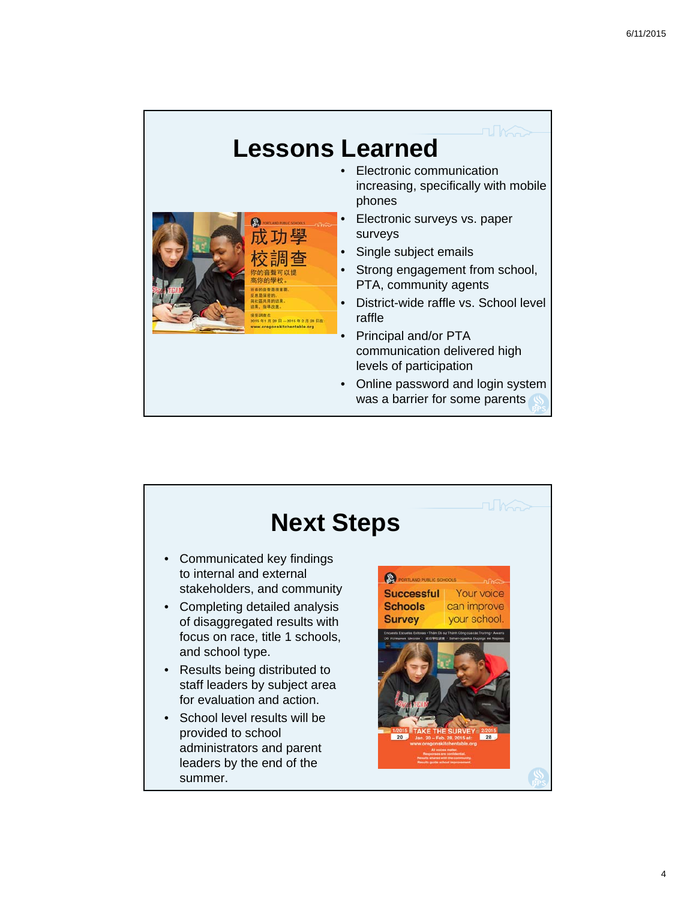# Lessons Learned

- Electronic communication increasing, specifically with mobile phones
- Electronic surveys vs. paper surveys
- Single subject emails
- Strong engagement from school, PTA, community agents
- District-wide raffle vs. School level raffle
- Principal and/or PTA communication delivered high levels of participation
- Online password and login system was a barrier for some parents

# Next Steps

- Communicated key findings to internal and external stakeholders, and community
- Completing detailed analysis of disaggregated results with focus on race, title 1 schools, and school type.
- Results being distributed to staff leaders by subject area for evaluation and action.
- School level results will be provided to school administrators and parent leaders by the end of the summer.